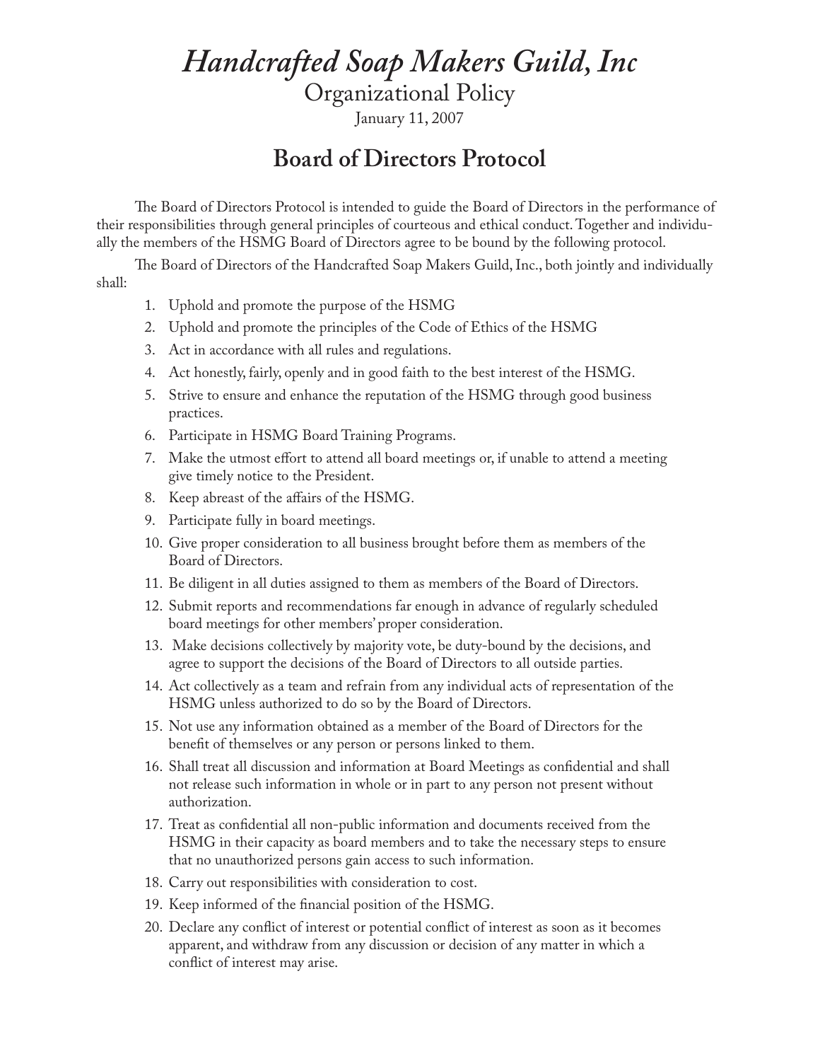# *Handcrafted Soap Makers Guild, Inc*

## Organizational Policy

January 11, 2007

## Board of Directors Protocol

The Board of Directors Protocol is intended to guide the Board of Directors in the performance of their responsibilities through general principles of courteous and ethical conduct. Together and individually the members of the HSMG Board of Directors agree to be bound by the following protocol.

The Board of Directors of the Handcrafted Soap Makers Guild, Inc., both jointly and individually shall:

1. Uphold and promote the purpose of the HSMG
2. Uphold and promote the principles of the Code of Ethics of the HSMG
3. Act in accordance with all rules and regulations.
4. Act honestly, fairly, openly and in good faith to the best interest of the HSMG.
5. Strive to ensure and enhance the reputation of the HSMG through good business practices.
6. Participate in HSMG Board Training Programs.
7. Make the utmost effort to attend all board meetings or, if unable to attend a meeting give timely notice to the President.
8. Keep abreast of the affairs of the HSMG.
9. Participate fully in board meetings.
10. Give proper consideration to all business brought before them as members of the Board of Directors.
11. Be diligent in all duties assigned to them as members of the Board of Directors.
12. Submit reports and recommendations far enough in advance of regularly scheduled board meetings for other members' proper consideration.
13. Make decisions collectively by majority vote, be duty-bound by the decisions, and agree to support the decisions of the Board of Directors to all outside parties.
14. Act collectively as a team and refrain from any individual acts of representation of the HSMG unless authorized to do so by the Board of Directors.
15. Not use any information obtained as a member of the Board of Directors for the benefit of themselves or any person or persons linked to them.
16. Shall treat all discussion and information at Board Meetings as confidential and shall not release such information in whole or in part to any person not present without authorization.
17. Treat as confidential all non-public information and documents received from the HSMG in their capacity as board members and to take the necessary steps to ensure that no unauthorized persons gain access to such information.
18. Carry out responsibilities with consideration to cost.
19. Keep informed of the financial position of the HSMG.
20. Declare any conflict of interest or potential conflict of interest as soon as it becomes apparent, and withdraw from any discussion or decision of any matter in which a conflict of interest may arise.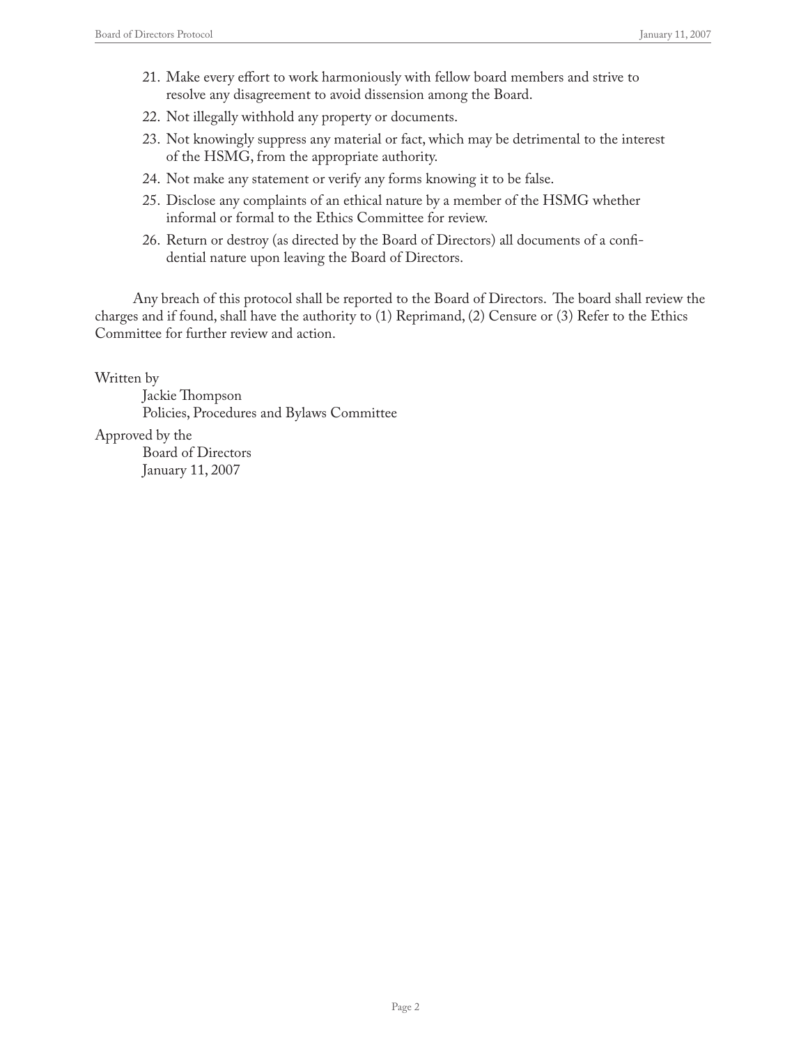21. Make every effort to work harmoniously with fellow board members and strive to resolve any disagreement to avoid dissension among the Board.
22. Not illegally withhold any property or documents.
23. Not knowingly suppress any material or fact, which may be detrimental to the interest of the HSMG, from the appropriate authority.
24. Not make any statement or verify any forms knowing it to be false.
25. Disclose any complaints of an ethical nature by a member of the HSMG whether informal or formal to the Ethics Committee for review.
26. Return or destroy (as directed by the Board of Directors) all documents of a confidential nature upon leaving the Board of Directors.

Any breach of this protocol shall be reported to the Board of Directors. The board shall review the charges and if found, shall have the authority to (1) Reprimand, (2) Censure or (3) Refer to the Ethics Committee for further review and action.

Written by
Jackie Thompson
Policies, Procedures and Bylaws Committee

Approved by the
Board of Directors
January 11, 2007